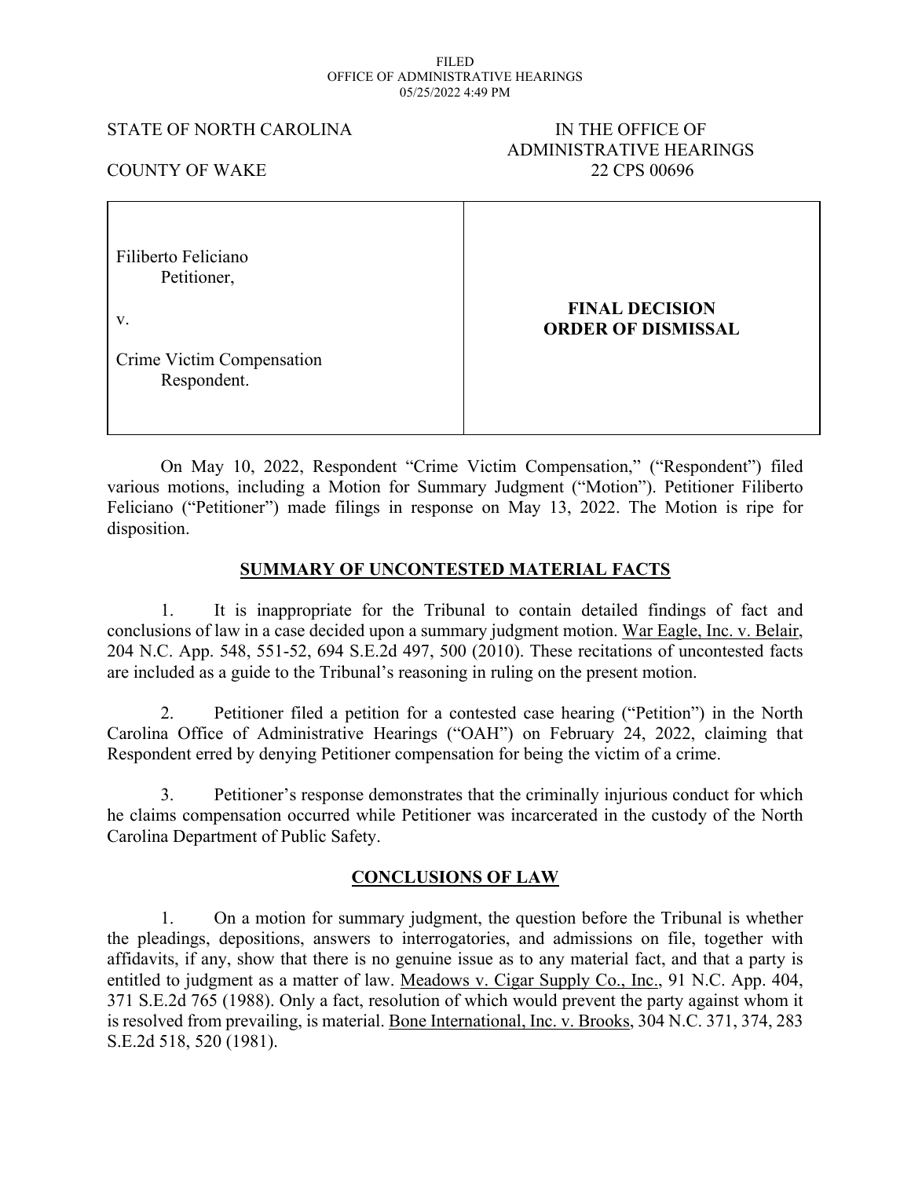FILED
OFFICE OF ADMINISTRATIVE HEARINGS
05/25/2022 4:49 PM

STATE OF NORTH CAROLINA

COUNTY OF WAKE

IN THE OFFICE OF
ADMINISTRATIVE HEARINGS
22 CPS 00696

| | |
|---|---|
| Filiberto Feliciano<br>Petitioner,<br><br>v.<br><br>Crime Victim Compensation<br>Respondent. | **FINAL DECISION**<br>**ORDER OF DISMISSAL** |

On May 10, 2022, Respondent "Crime Victim Compensation," ("Respondent") filed various motions, including a Motion for Summary Judgment ("Motion"). Petitioner Filiberto Feliciano ("Petitioner") made filings in response on May 13, 2022. The Motion is ripe for disposition.

## SUMMARY OF UNCONTESTED MATERIAL FACTS

1. It is inappropriate for the Tribunal to contain detailed findings of fact and conclusions of law in a case decided upon a summary judgment motion. War Eagle, Inc. v. Belair, 204 N.C. App. 548, 551-52, 694 S.E.2d 497, 500 (2010). These recitations of uncontested facts are included as a guide to the Tribunal's reasoning in ruling on the present motion.

2. Petitioner filed a petition for a contested case hearing ("Petition") in the North Carolina Office of Administrative Hearings ("OAH") on February 24, 2022, claiming that Respondent erred by denying Petitioner compensation for being the victim of a crime.

3. Petitioner's response demonstrates that the criminally injurious conduct for which he claims compensation occurred while Petitioner was incarcerated in the custody of the North Carolina Department of Public Safety.

## CONCLUSIONS OF LAW

1. On a motion for summary judgment, the question before the Tribunal is whether the pleadings, depositions, answers to interrogatories, and admissions on file, together with affidavits, if any, show that there is no genuine issue as to any material fact, and that a party is entitled to judgment as a matter of law. Meadows v. Cigar Supply Co., Inc., 91 N.C. App. 404, 371 S.E.2d 765 (1988). Only a fact, resolution of which would prevent the party against whom it is resolved from prevailing, is material. Bone International, Inc. v. Brooks, 304 N.C. 371, 374, 283 S.E.2d 518, 520 (1981).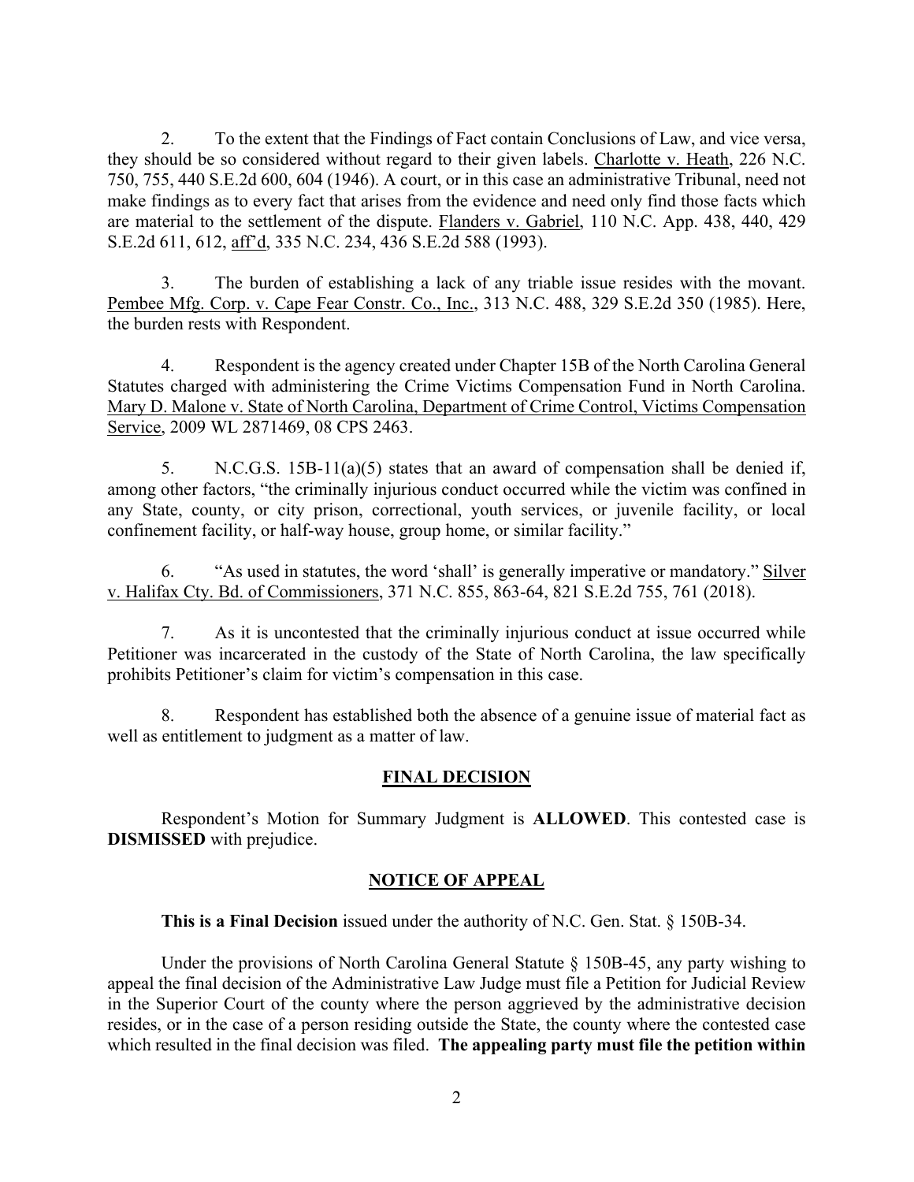2. To the extent that the Findings of Fact contain Conclusions of Law, and vice versa, they should be so considered without regard to their given labels. Charlotte v. Heath, 226 N.C. 750, 755, 440 S.E.2d 600, 604 (1946). A court, or in this case an administrative Tribunal, need not make findings as to every fact that arises from the evidence and need only find those facts which are material to the settlement of the dispute. Flanders v. Gabriel, 110 N.C. App. 438, 440, 429 S.E.2d 611, 612, aff'd, 335 N.C. 234, 436 S.E.2d 588 (1993).

3. The burden of establishing a lack of any triable issue resides with the movant. Pembee Mfg. Corp. v. Cape Fear Constr. Co., Inc., 313 N.C. 488, 329 S.E.2d 350 (1985). Here, the burden rests with Respondent.

4. Respondent is the agency created under Chapter 15B of the North Carolina General Statutes charged with administering the Crime Victims Compensation Fund in North Carolina. Mary D. Malone v. State of North Carolina, Department of Crime Control, Victims Compensation Service, 2009 WL 2871469, 08 CPS 2463.

5. N.C.G.S. 15B-11(a)(5) states that an award of compensation shall be denied if, among other factors, "the criminally injurious conduct occurred while the victim was confined in any State, county, or city prison, correctional, youth services, or juvenile facility, or local confinement facility, or half-way house, group home, or similar facility."

6. "As used in statutes, the word 'shall' is generally imperative or mandatory." Silver v. Halifax Cty. Bd. of Commissioners, 371 N.C. 855, 863-64, 821 S.E.2d 755, 761 (2018).

7. As it is uncontested that the criminally injurious conduct at issue occurred while Petitioner was incarcerated in the custody of the State of North Carolina, the law specifically prohibits Petitioner's claim for victim's compensation in this case.

8. Respondent has established both the absence of a genuine issue of material fact as well as entitlement to judgment as a matter of law.

## FINAL DECISION

Respondent's Motion for Summary Judgment is **ALLOWED**. This contested case is **DISMISSED** with prejudice.

## NOTICE OF APPEAL

**This is a Final Decision** issued under the authority of N.C. Gen. Stat. § 150B-34.

Under the provisions of North Carolina General Statute § 150B-45, any party wishing to appeal the final decision of the Administrative Law Judge must file a Petition for Judicial Review in the Superior Court of the county where the person aggrieved by the administrative decision resides, or in the case of a person residing outside the State, the county where the contested case which resulted in the final decision was filed. **The appealing party must file the petition within**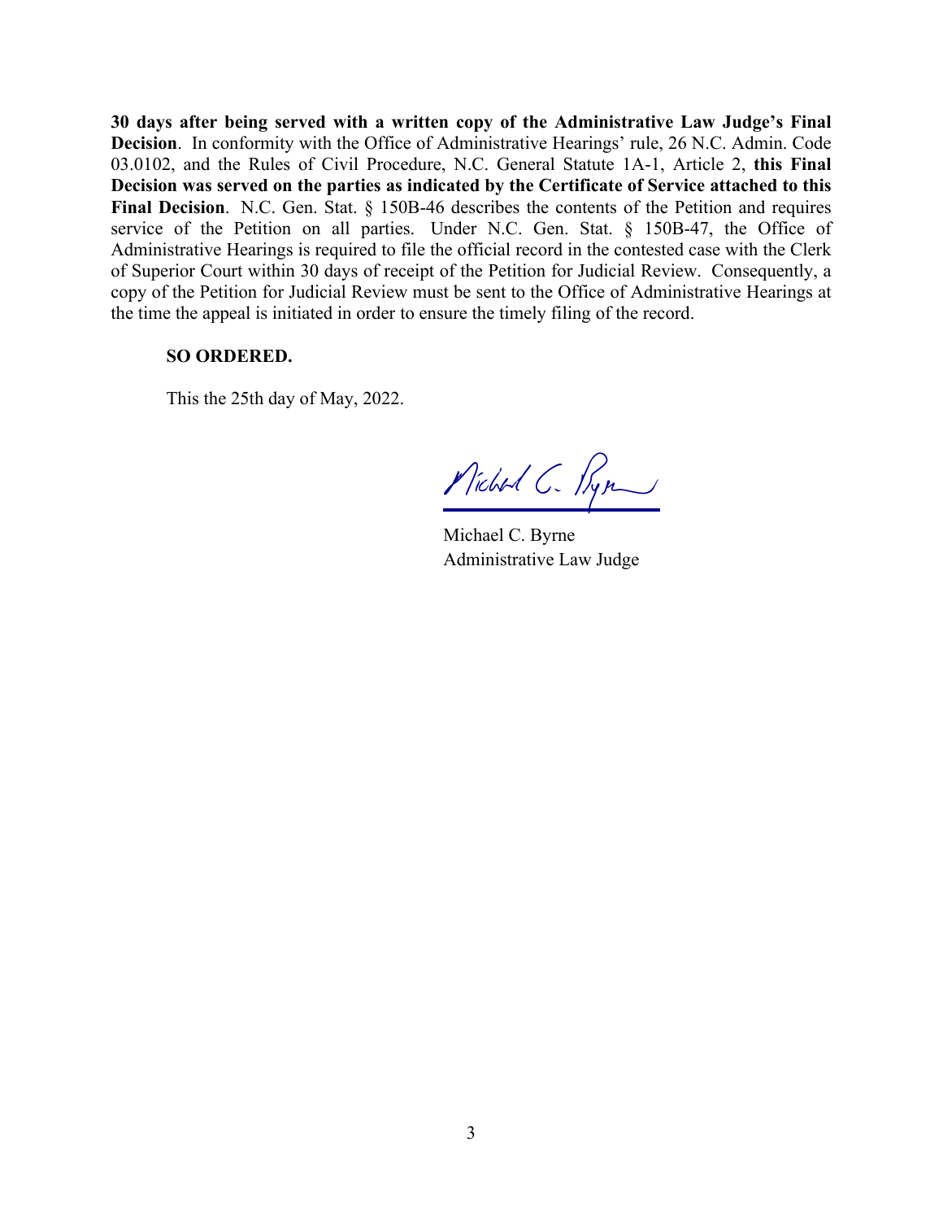**30 days after being served with a written copy of the Administrative Law Judge's Final Decision**. In conformity with the Office of Administrative Hearings' rule, 26 N.C. Admin. Code 03.0102, and the Rules of Civil Procedure, N.C. General Statute 1A-1, Article 2, **this Final Decision was served on the parties as indicated by the Certificate of Service attached to this Final Decision**. N.C. Gen. Stat. § 150B-46 describes the contents of the Petition and requires service of the Petition on all parties. Under N.C. Gen. Stat. § 150B-47, the Office of Administrative Hearings is required to file the official record in the contested case with the Clerk of Superior Court within 30 days of receipt of the Petition for Judicial Review. Consequently, a copy of the Petition for Judicial Review must be sent to the Office of Administrative Hearings at the time the appeal is initiated in order to ensure the timely filing of the record.

**SO ORDERED.**

This the 25th day of May, 2022.

Michael C. Byrne
Administrative Law Judge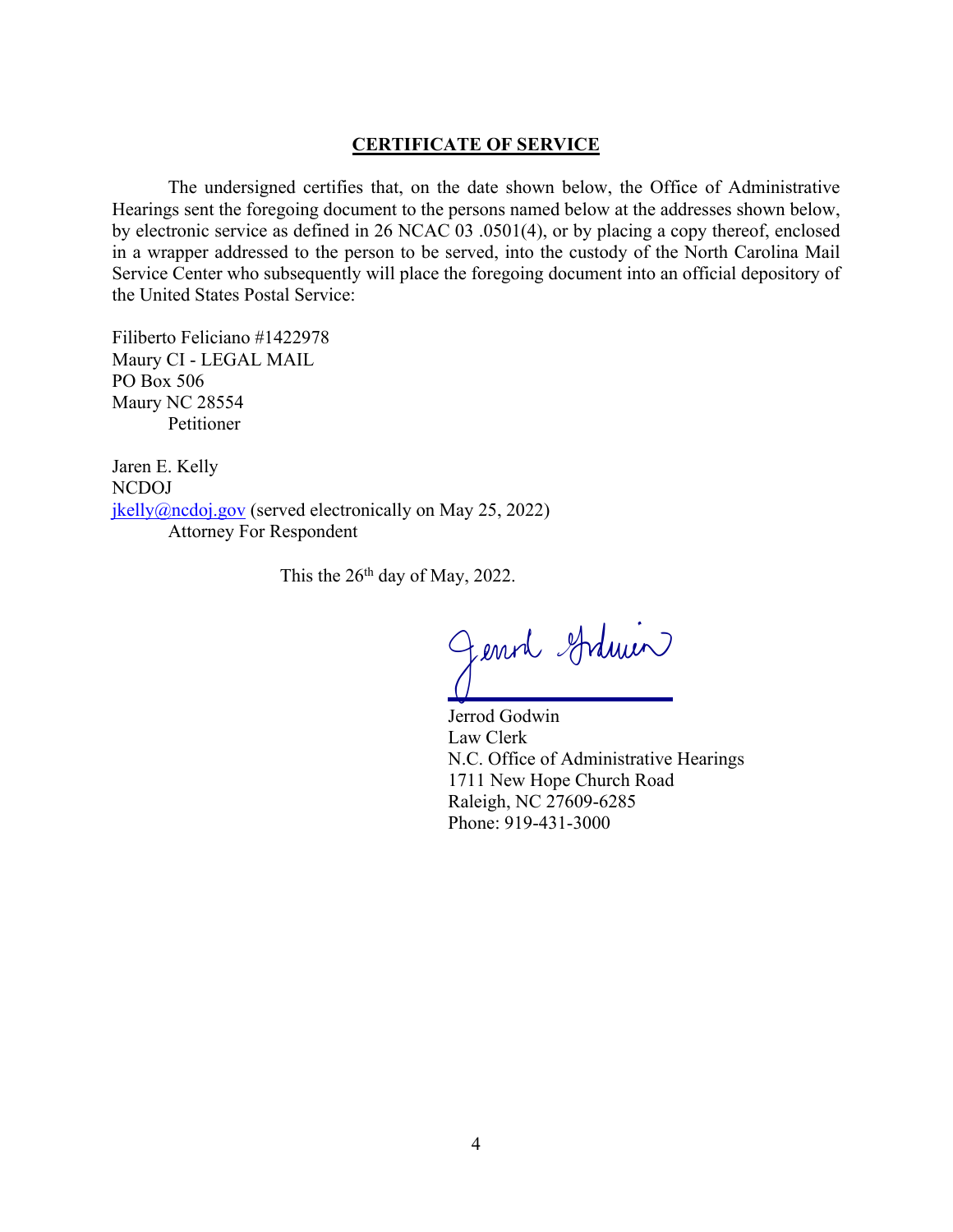**CERTIFICATE OF SERVICE**

The undersigned certifies that, on the date shown below, the Office of Administrative Hearings sent the foregoing document to the persons named below at the addresses shown below, by electronic service as defined in 26 NCAC 03 .0501(4), or by placing a copy thereof, enclosed in a wrapper addressed to the person to be served, into the custody of the North Carolina Mail Service Center who subsequently will place the foregoing document into an official depository of the United States Postal Service:

Filiberto Feliciano #1422978
Maury CI - LEGAL MAIL
PO Box 506
Maury NC 28554
Petitioner

Jaren E. Kelly
NCDOJ
jkelly@ncdoj.gov (served electronically on May 25, 2022)
Attorney For Respondent

This the 26th day of May, 2022.

Jerrod Godwin
Law Clerk
N.C. Office of Administrative Hearings
1711 New Hope Church Road
Raleigh, NC 27609-6285
Phone: 919-431-3000